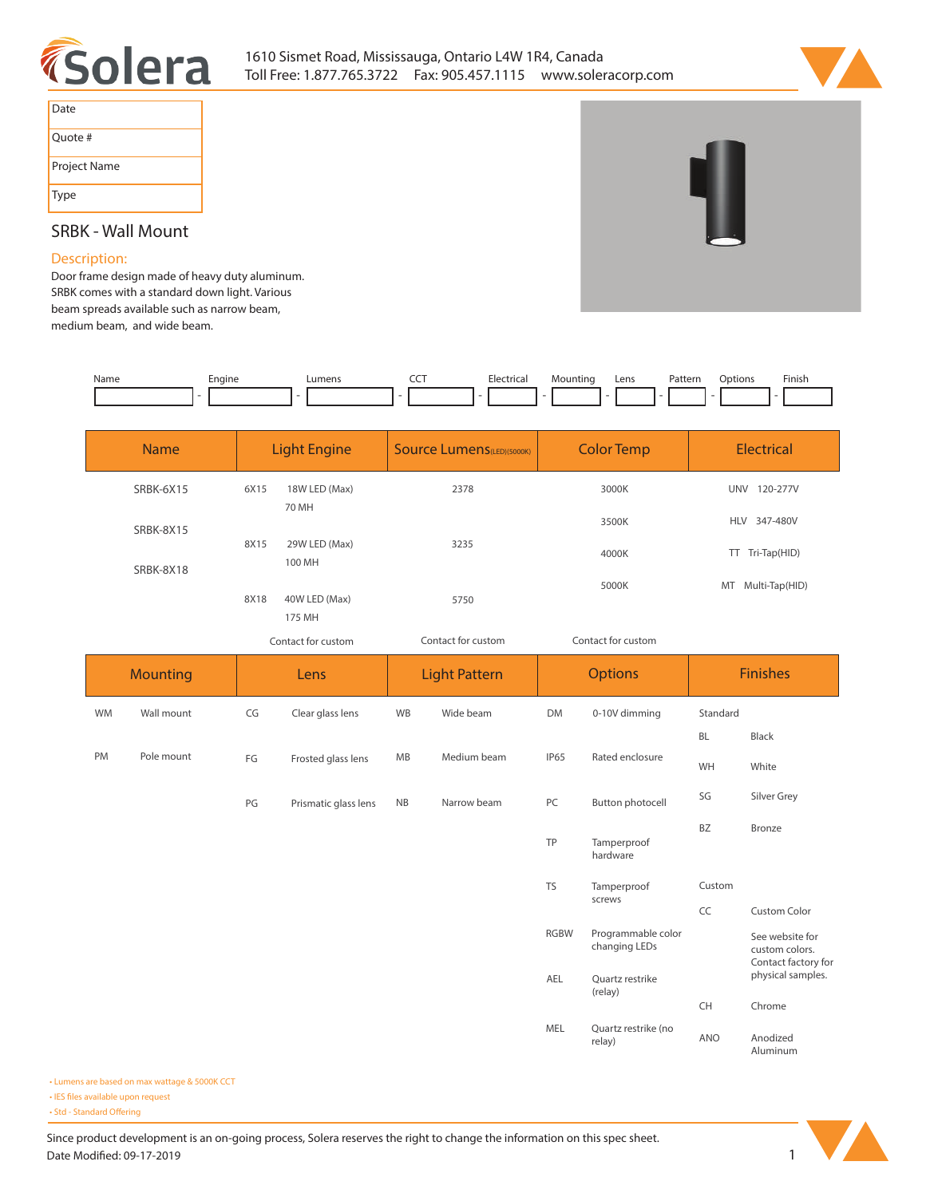1610 Sismet Road, Mississauga, Ontario L4W 1R4, Canada
Toll Free: 1.877.765.3722 Fax: 905.457.1115 www.soleracorp.com

| Date | |
|---|---|
| Quote # | |
| Project Name | |
| Type | |

## SRBK - Wall Mount

### Description:

Door frame design made of heavy duty aluminum. SRBK comes with a standard down light. Various beam spreads available such as narrow beam, medium beam, and wide beam.

| Name | Engine | Lumens | CCT | Electrical | Mounting | Lens | Pattern | Options | Finish |
|---|---|---|---|---|---|---|---|---|---|
| | - | - | - | - | - | - | - | - | - |

| Name | Light Engine | Source Lumens (LED)(5000K) | Color Temp | Electrical |
|---|---|---|---|---|
| SRBK-6X15 | 6X15 18W LED (Max) 70 MH | 2378 | 3000K | UNV 120-277V |
| SRBK-8X15 | 8X15 29W LED (Max) 100 MH | 3235 | 3500K | HLV 347-480V |
| SRBK-8X18 | 8X18 40W LED (Max) 175 MH | 5750 | 4000K | TT Tri-Tap(HID) |
| | | | 5000K | MT Multi-Tap(HID) |
| | Contact for custom | Contact for custom | Contact for custom | |

| Mounting | Lens | Light Pattern | Options | Finishes |
|---|---|---|---|---|
| WM Wall mount | CG Clear glass lens | WB Wide beam | DM 0-10V dimming | Standard |
| PM Pole mount | FG Frosted glass lens | MB Medium beam | IP65 Rated enclosure | BL Black |
| | PG Prismatic glass lens | NB Narrow beam | PC Button photocell | WH White |
| | | | TP Tamperproof hardware | SG Silver Grey |
| | | | TS Tamperproof screws | BZ Bronze |
| | | | RGBW Programmable color changing LEDs | Custom |
| | | | AEL Quartz restrike (relay) | CC Custom Color — See website for custom colors. Contact factory for physical samples. |
| | | | MEL Quartz restrike (no relay) | CH Chrome |
| | | | | ANO Anodized Aluminum |

- Lumens are based on max wattage & 5000K CCT
- IES files available upon request
- Std - Standard Offering

Since product development is an on-going process, Solera reserves the right to change the information on this spec sheet.
Date Modified: 09-17-2019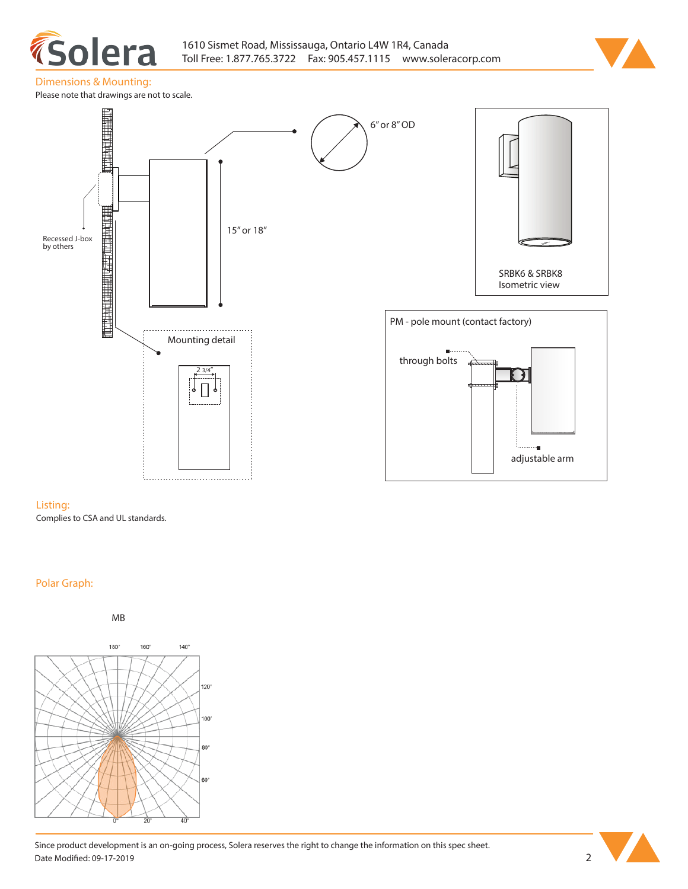## Dimensions & Mounting:

Please note that drawings are not to scale.

6" or 8" OD

15" or 18"

Recessed J-box by others

Mounting detail

2 3/4"

SRBK6 & SRBK8
Isometric view

PM - pole mount (contact factory)

through bolts

adjustable arm

## Listing:

Complies to CSA and UL standards.

## Polar Graph:

MB

180° 160° 140°

120°

100°

80°

60°

0° 20° 40°

Since product development is an on-going process, Solera reserves the right to change the information on this spec sheet.
Date Modified: 09-17-2019